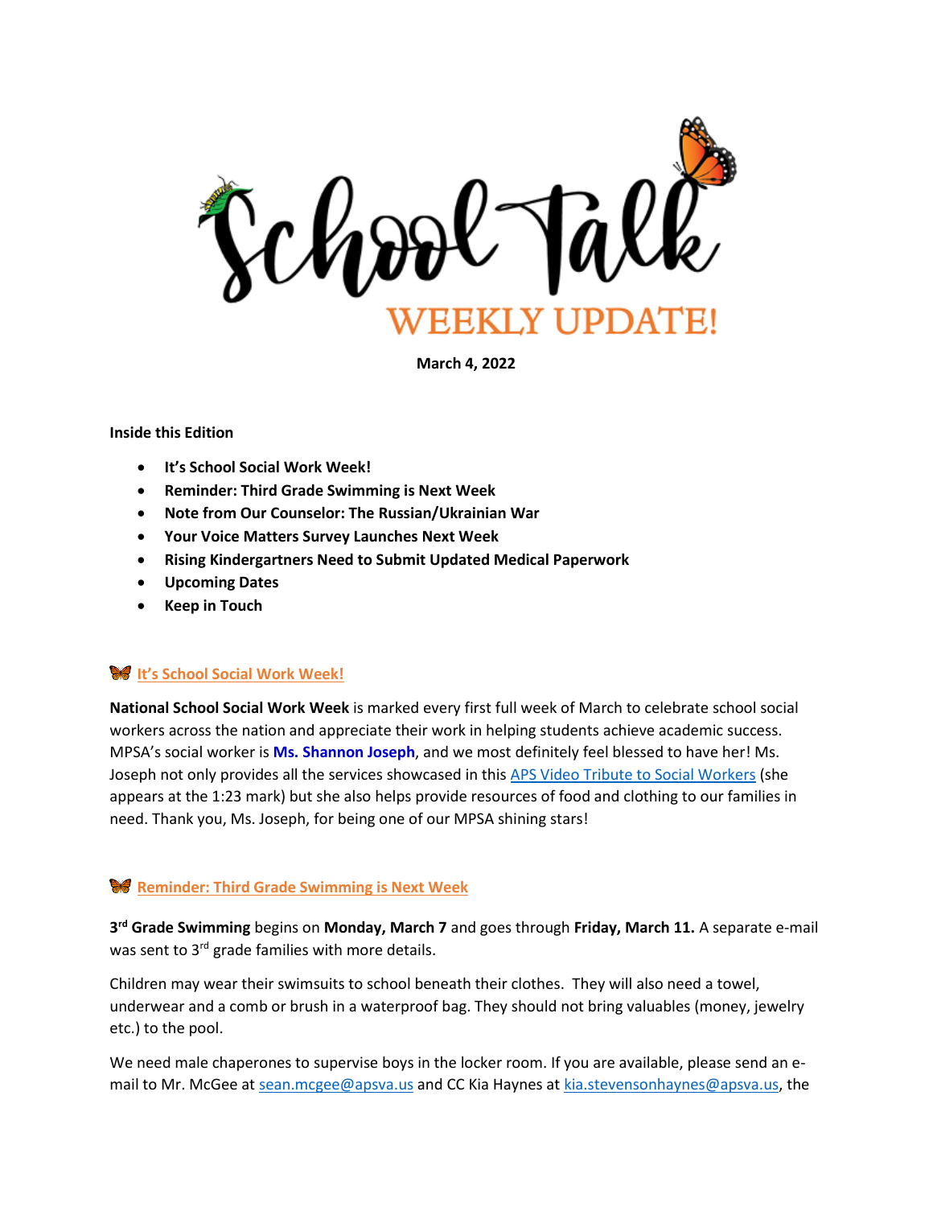# School Talk

## WEEKLY UPDATE!

**March 4, 2022**

**Inside this Edition**

- **It's School Social Work Week!**
- **Reminder: Third Grade Swimming is Next Week**
- **Note from Our Counselor: The Russian/Ukrainian War**
- **Your Voice Matters Survey Launches Next Week**
- **Rising Kindergartners Need to Submit Updated Medical Paperwork**
- **Upcoming Dates**
- **Keep in Touch**

### It's School Social Work Week!

**National School Social Work Week** is marked every first full week of March to celebrate school social workers across the nation and appreciate their work in helping students achieve academic success. MPSA's social worker is **Ms. Shannon Joseph**, and we most definitely feel blessed to have her! Ms. Joseph not only provides all the services showcased in this APS Video Tribute to Social Workers (she appears at the 1:23 mark) but she also helps provide resources of food and clothing to our families in need. Thank you, Ms. Joseph, for being one of our MPSA shining stars!

### Reminder: Third Grade Swimming is Next Week

**3rd Grade Swimming** begins on **Monday, March 7** and goes through **Friday, March 11.** A separate e-mail was sent to 3rd grade families with more details.

Children may wear their swimsuits to school beneath their clothes. They will also need a towel, underwear and a comb or brush in a waterproof bag. They should not bring valuables (money, jewelry etc.) to the pool.

We need male chaperones to supervise boys in the locker room. If you are available, please send an e-mail to Mr. McGee at sean.mcgee@apsva.us and CC Kia Haynes at kia.stevensonhaynes@apsva.us, the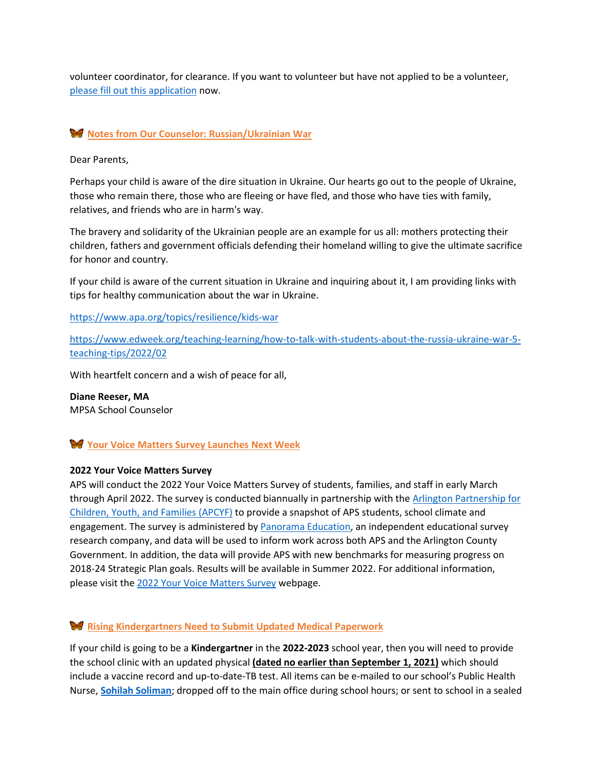volunteer coordinator, for clearance. If you want to volunteer but have not applied to be a volunteer, [please fill out this application](#) now.

## 🦋 Notes from Our Counselor: Russian/Ukrainian War

Dear Parents,

Perhaps your child is aware of the dire situation in Ukraine. Our hearts go out to the people of Ukraine, those who remain there, those who are fleeing or have fled, and those who have ties with family, relatives, and friends who are in harm's way.

The bravery and solidarity of the Ukrainian people are an example for us all: mothers protecting their children, fathers and government officials defending their homeland willing to give the ultimate sacrifice for honor and country.

If your child is aware of the current situation in Ukraine and inquiring about it, I am providing links with tips for healthy communication about the war in Ukraine.

https://www.apa.org/topics/resilience/kids-war

https://www.edweek.org/teaching-learning/how-to-talk-with-students-about-the-russia-ukraine-war-5-teaching-tips/2022/02

With heartfelt concern and a wish of peace for all,

**Diane Reeser, MA**
MPSA School Counselor

## 🦋 Your Voice Matters Survey Launches Next Week

**2022 Your Voice Matters Survey**
APS will conduct the 2022 Your Voice Matters Survey of students, families, and staff in early March through April 2022. The survey is conducted biannually in partnership with the [Arlington Partnership for Children, Youth, and Families (APCYF)](#) to provide a snapshot of APS students, school climate and engagement. The survey is administered by [Panorama Education](#), an independent educational survey research company, and data will be used to inform work across both APS and the Arlington County Government. In addition, the data will provide APS with new benchmarks for measuring progress on 2018-24 Strategic Plan goals. Results will be available in Summer 2022. For additional information, please visit the [2022 Your Voice Matters Survey](#) webpage.

## 🦋 Rising Kindergartners Need to Submit Updated Medical Paperwork

If your child is going to be a **Kindergartner** in the **2022-2023** school year, then you will need to provide the school clinic with an updated physical **(dated no earlier than September 1, 2021)** which should include a vaccine record and up-to-date-TB test. All items can be e-mailed to our school's Public Health Nurse, **[Sohilah Soliman](#)**; dropped off to the main office during school hours; or sent to school in a sealed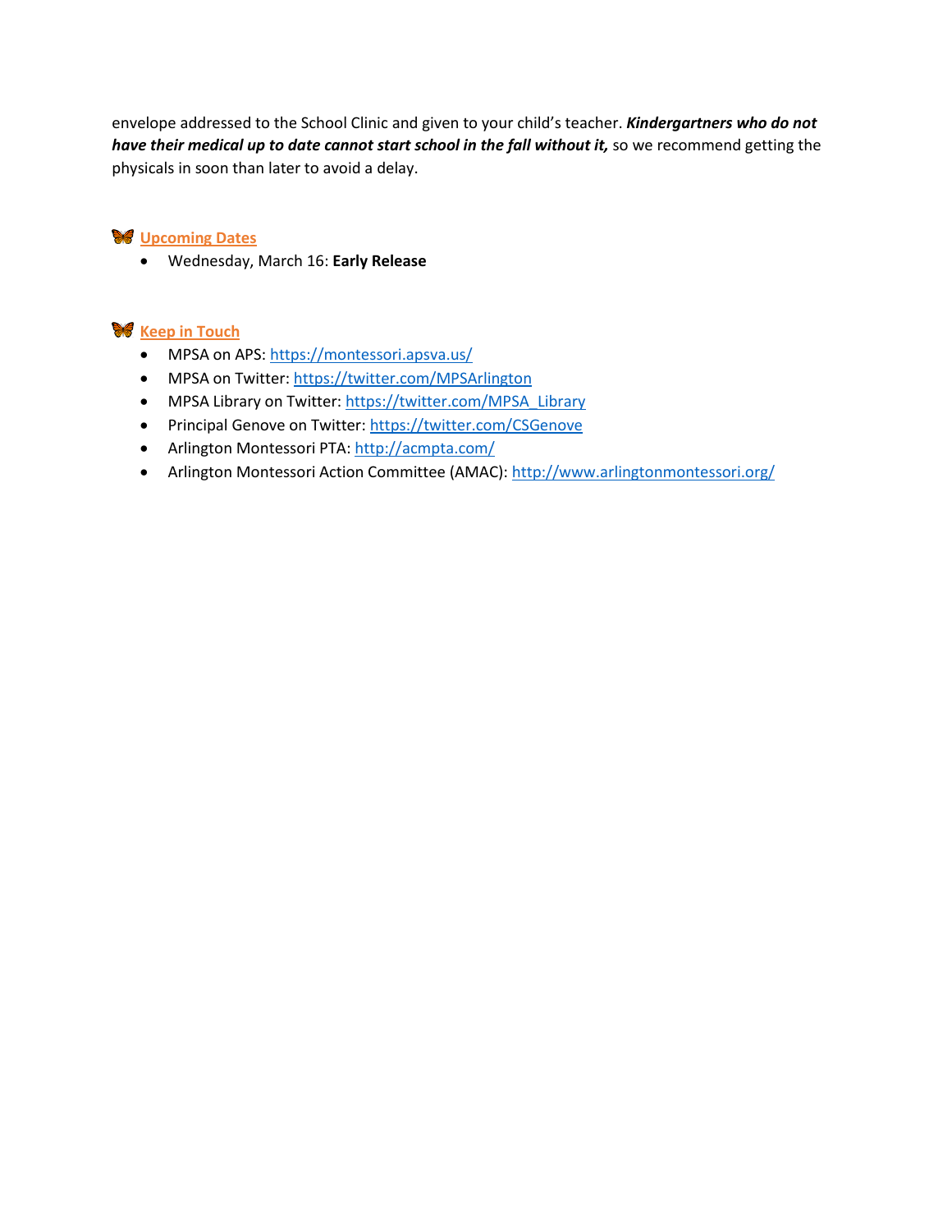envelope addressed to the School Clinic and given to your child's teacher. ***Kindergartners who do not have their medical up to date cannot start school in the fall without it,*** so we recommend getting the physicals in soon than later to avoid a delay.

## Upcoming Dates

- Wednesday, March 16: **Early Release**

## Keep in Touch

- MPSA on APS: https://montessori.apsva.us/
- MPSA on Twitter: https://twitter.com/MPSArlington
- MPSA Library on Twitter: https://twitter.com/MPSA_Library
- Principal Genove on Twitter: https://twitter.com/CSGenove
- Arlington Montessori PTA: http://acmpta.com/
- Arlington Montessori Action Committee (AMAC): http://www.arlingtonmontessori.org/